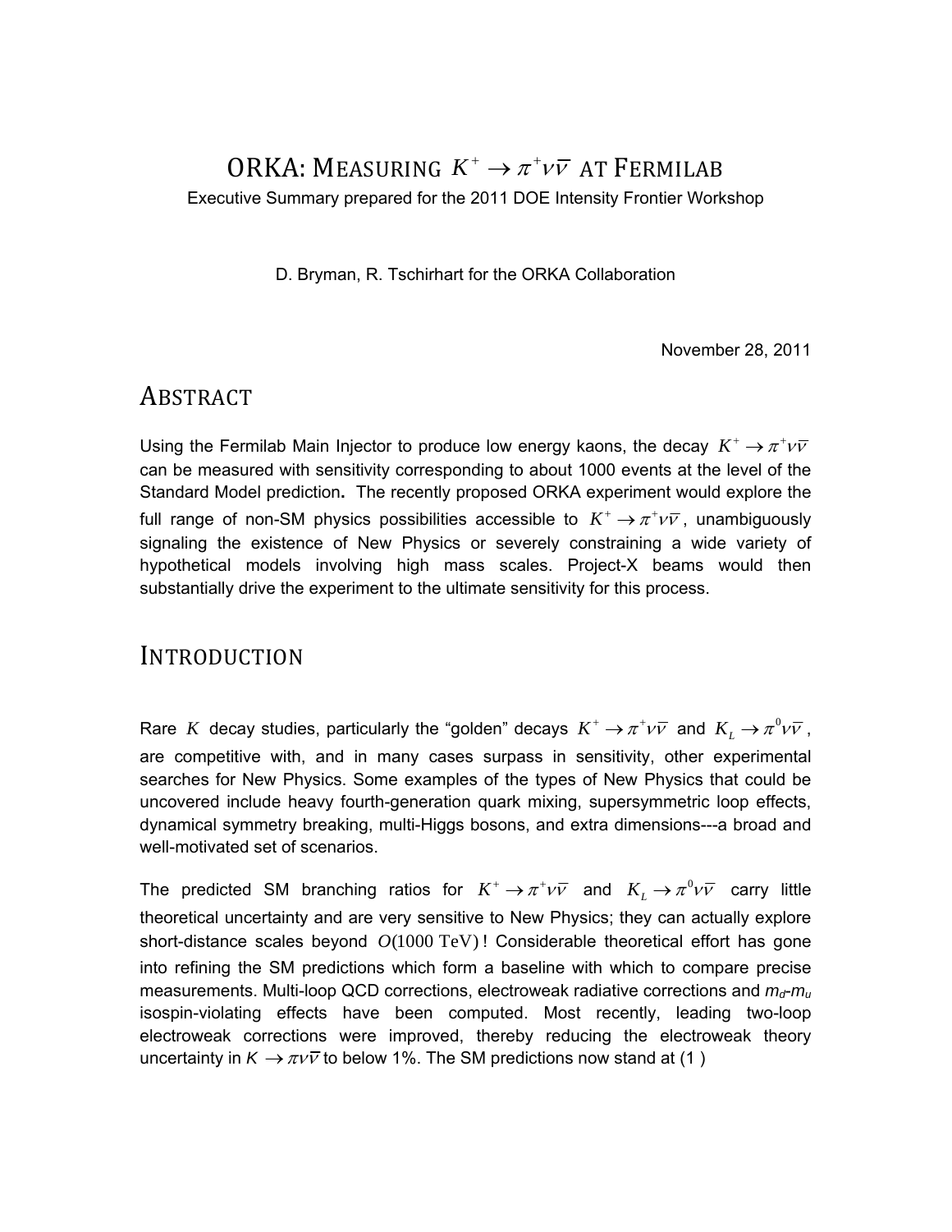# ORKA: MEASURING $K^+ \to \pi^+ \nu\bar{\nu}$ AT FERMILAB

Executive Summary prepared for the 2011 DOE Intensity Frontier Workshop

D. Bryman, R. Tschirhart for the ORKA Collaboration

November 28, 2011

## ABSTRACT

Using the Fermilab Main Injector to produce low energy kaons, the decay $K^+ \to \pi^+ \nu\bar{\nu}$ can be measured with sensitivity corresponding to about 1000 events at the level of the Standard Model prediction**.** The recently proposed ORKA experiment would explore the full range of non-SM physics possibilities accessible to $K^+ \to \pi^+ \nu\bar{\nu}$, unambiguously signaling the existence of New Physics or severely constraining a wide variety of hypothetical models involving high mass scales. Project-X beams would then substantially drive the experiment to the ultimate sensitivity for this process.

## INTRODUCTION

Rare $K$ decay studies, particularly the "golden" decays $K^+ \to \pi^+ \nu\bar{\nu}$ and $K_L \to \pi^0 \nu\bar{\nu}$, are competitive with, and in many cases surpass in sensitivity, other experimental searches for New Physics. Some examples of the types of New Physics that could be uncovered include heavy fourth-generation quark mixing, supersymmetric loop effects, dynamical symmetry breaking, multi-Higgs bosons, and extra dimensions---a broad and well-motivated set of scenarios.

The predicted SM branching ratios for $K^+ \to \pi^+ \nu\bar{\nu}$ and $K_L \to \pi^0 \nu\bar{\nu}$ carry little theoretical uncertainty and are very sensitive to New Physics; they can actually explore short-distance scales beyond $O(1000\ \mathrm{TeV})$! Considerable theoretical effort has gone into refining the SM predictions which form a baseline with which to compare precise measurements. Multi-loop QCD corrections, electroweak radiative corrections and $m_d$-$m_u$ isospin-violating effects have been computed. Most recently, leading two-loop electroweak corrections were improved, thereby reducing the electroweak theory uncertainty in $K \to \pi \nu\bar{\nu}$ to below 1%. The SM predictions now stand at (1 )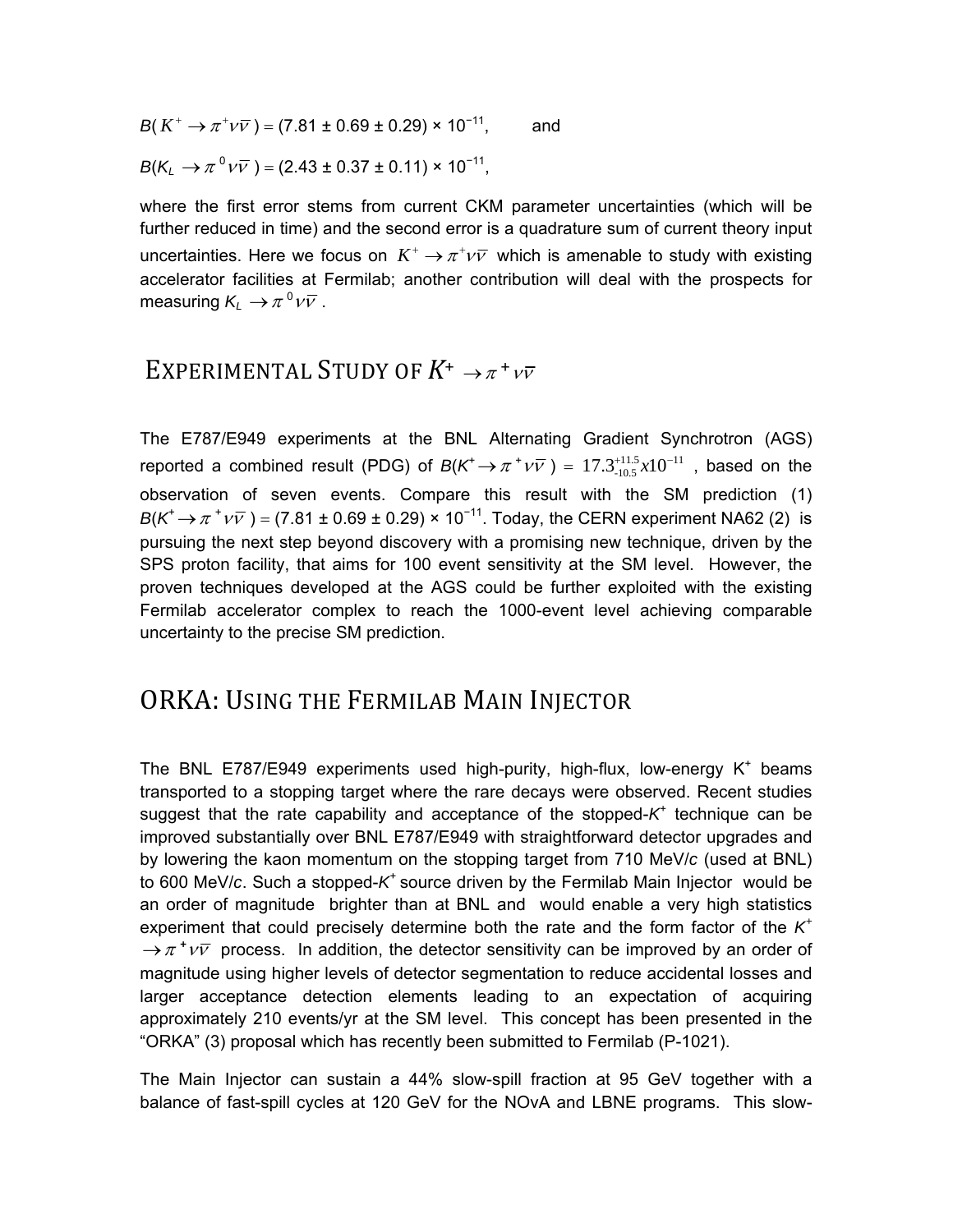$B(K^+ \to \pi^+ \nu\bar{\nu}) = (7.81 \pm 0.69 \pm 0.29) \times 10^{-11}$, and

$B(K_L \to \pi^0 \nu\bar{\nu}) = (2.43 \pm 0.37 \pm 0.11) \times 10^{-11}$,

where the first error stems from current CKM parameter uncertainties (which will be further reduced in time) and the second error is a quadrature sum of current theory input uncertainties. Here we focus on $K^+ \to \pi^+ \nu\bar{\nu}$ which is amenable to study with existing accelerator facilities at Fermilab; another contribution will deal with the prospects for measuring $K_L \to \pi^0 \nu\bar{\nu}$.

## EXPERIMENTAL STUDY OF $K^+ \to \pi^+ \nu\bar{\nu}$

The E787/E949 experiments at the BNL Alternating Gradient Synchrotron (AGS) reported a combined result (PDG) of $B(K^+ \to \pi^+ \nu\bar{\nu}) = 17.3^{+11.5}_{-10.5} x10^{-11}$, based on the observation of seven events. Compare this result with the SM prediction (1) $B(K^+ \to \pi^+ \nu\bar{\nu}) = (7.81 \pm 0.69 \pm 0.29) \times 10^{-11}$. Today, the CERN experiment NA62 (2) is pursuing the next step beyond discovery with a promising new technique, driven by the SPS proton facility, that aims for 100 event sensitivity at the SM level. However, the proven techniques developed at the AGS could be further exploited with the existing Fermilab accelerator complex to reach the 1000-event level achieving comparable uncertainty to the precise SM prediction.

## ORKA: USING THE FERMILAB MAIN INJECTOR

The BNL E787/E949 experiments used high-purity, high-flux, low-energy $K^+$ beams transported to a stopping target where the rare decays were observed. Recent studies suggest that the rate capability and acceptance of the stopped-$K^+$ technique can be improved substantially over BNL E787/E949 with straightforward detector upgrades and by lowering the kaon momentum on the stopping target from 710 MeV/*c* (used at BNL) to 600 MeV/*c*. Such a stopped-$K^+$ source driven by the Fermilab Main Injector would be an order of magnitude brighter than at BNL and would enable a very high statistics experiment that could precisely determine both the rate and the form factor of the $K^+ \to \pi^+ \nu\bar{\nu}$ process. In addition, the detector sensitivity can be improved by an order of magnitude using higher levels of detector segmentation to reduce accidental losses and larger acceptance detection elements leading to an expectation of acquiring approximately 210 events/yr at the SM level. This concept has been presented in the "ORKA" (3) proposal which has recently been submitted to Fermilab (P-1021).

The Main Injector can sustain a 44% slow-spill fraction at 95 GeV together with a balance of fast-spill cycles at 120 GeV for the NOvA and LBNE programs. This slow-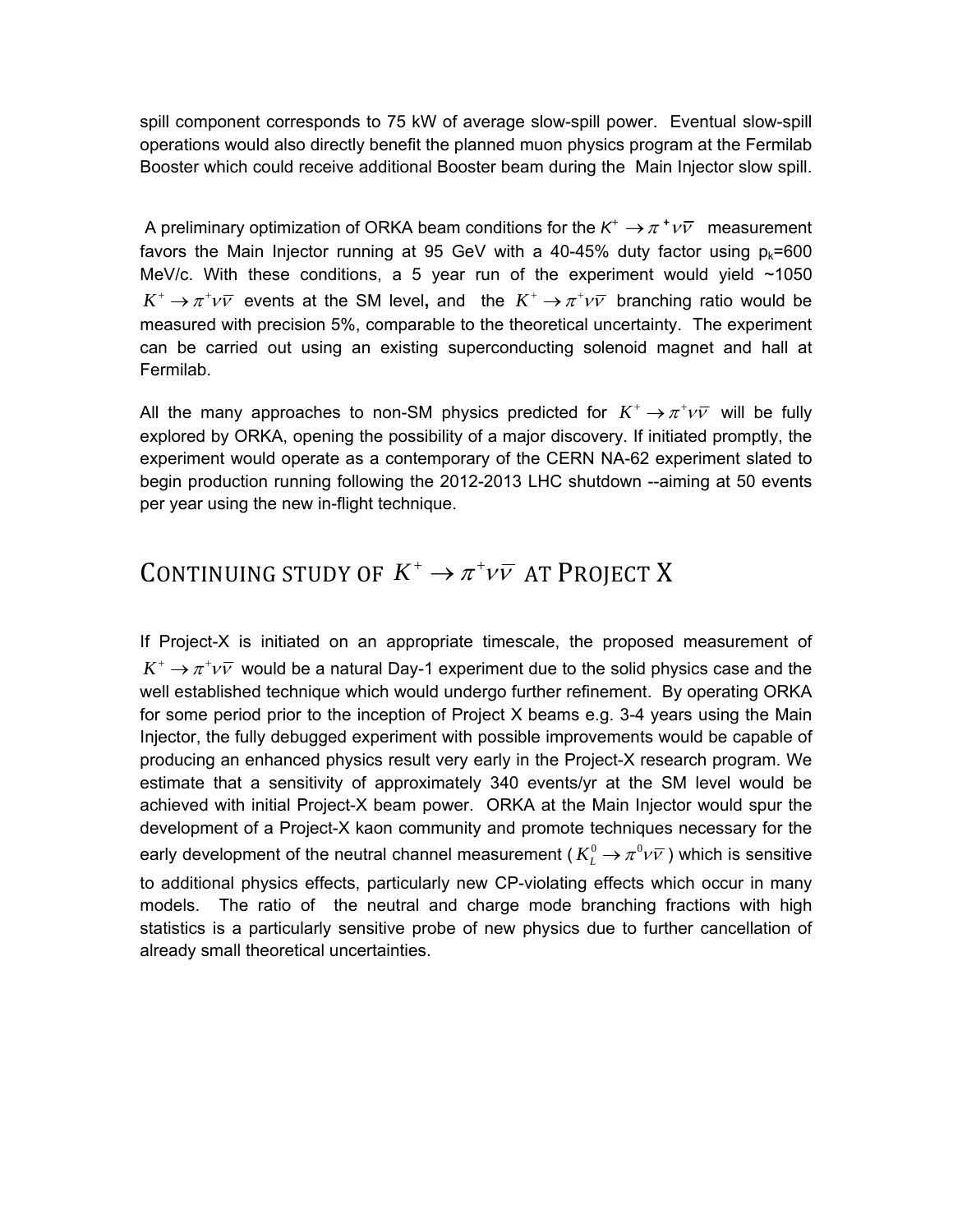spill component corresponds to 75 kW of average slow-spill power. Eventual slow-spill operations would also directly benefit the planned muon physics program at the Fermilab Booster which could receive additional Booster beam during the Main Injector slow spill.

A preliminary optimization of ORKA beam conditions for the $K^+ \to \pi^+ \nu\bar{\nu}$ measurement favors the Main Injector running at 95 GeV with a 40-45% duty factor using $p_k$=600 MeV/c. With these conditions, a 5 year run of the experiment would yield ~1050 $K^+ \to \pi^+ \nu\bar{\nu}$ events at the SM level**,** and the $K^+ \to \pi^+ \nu\bar{\nu}$ branching ratio would be measured with precision 5%, comparable to the theoretical uncertainty. The experiment can be carried out using an existing superconducting solenoid magnet and hall at Fermilab.

All the many approaches to non-SM physics predicted for $K^+ \to \pi^+ \nu\bar{\nu}$ will be fully explored by ORKA, opening the possibility of a major discovery. If initiated promptly, the experiment would operate as a contemporary of the CERN NA-62 experiment slated to begin production running following the 2012-2013 LHC shutdown --aiming at 50 events per year using the new in-flight technique.

## CONTINUING STUDY OF $K^+ \to \pi^+ \nu\bar{\nu}$ AT PROJECT X

If Project-X is initiated on an appropriate timescale, the proposed measurement of $K^+ \to \pi^+ \nu\bar{\nu}$ would be a natural Day-1 experiment due to the solid physics case and the well established technique which would undergo further refinement. By operating ORKA for some period prior to the inception of Project X beams e.g. 3-4 years using the Main Injector, the fully debugged experiment with possible improvements would be capable of producing an enhanced physics result very early in the Project-X research program. We estimate that a sensitivity of approximately 340 events/yr at the SM level would be achieved with initial Project-X beam power. ORKA at the Main Injector would spur the development of a Project-X kaon community and promote techniques necessary for the early development of the neutral channel measurement ($K_L^0 \to \pi^0 \nu\bar{\nu}$) which is sensitive to additional physics effects, particularly new CP-violating effects which occur in many models. The ratio of the neutral and charge mode branching fractions with high statistics is a particularly sensitive probe of new physics due to further cancellation of already small theoretical uncertainties.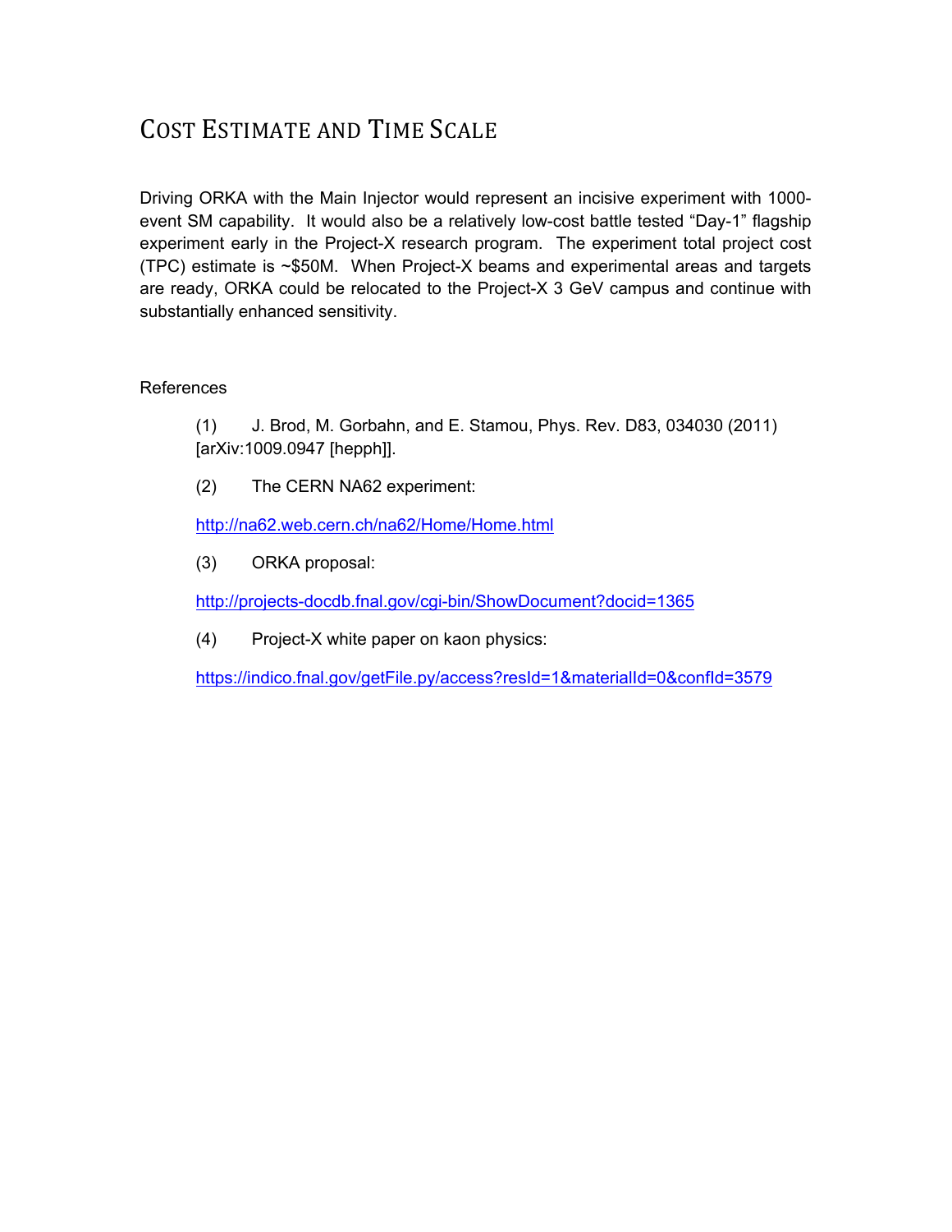# Cost Estimate and Time Scale

Driving ORKA with the Main Injector would represent an incisive experiment with 1000-event SM capability. It would also be a relatively low-cost battle tested "Day-1" flagship experiment early in the Project-X research program. The experiment total project cost (TPC) estimate is ~$50M. When Project-X beams and experimental areas and targets are ready, ORKA could be relocated to the Project-X 3 GeV campus and continue with substantially enhanced sensitivity.

References

(1) J. Brod, M. Gorbahn, and E. Stamou, Phys. Rev. D83, 034030 (2011) [arXiv:1009.0947 [hepph]].

(2) The CERN NA62 experiment:

http://na62.web.cern.ch/na62/Home/Home.html

(3) ORKA proposal:

http://projects-docdb.fnal.gov/cgi-bin/ShowDocument?docid=1365

(4) Project-X white paper on kaon physics:

https://indico.fnal.gov/getFile.py/access?resId=1&materialId=0&confId=3579